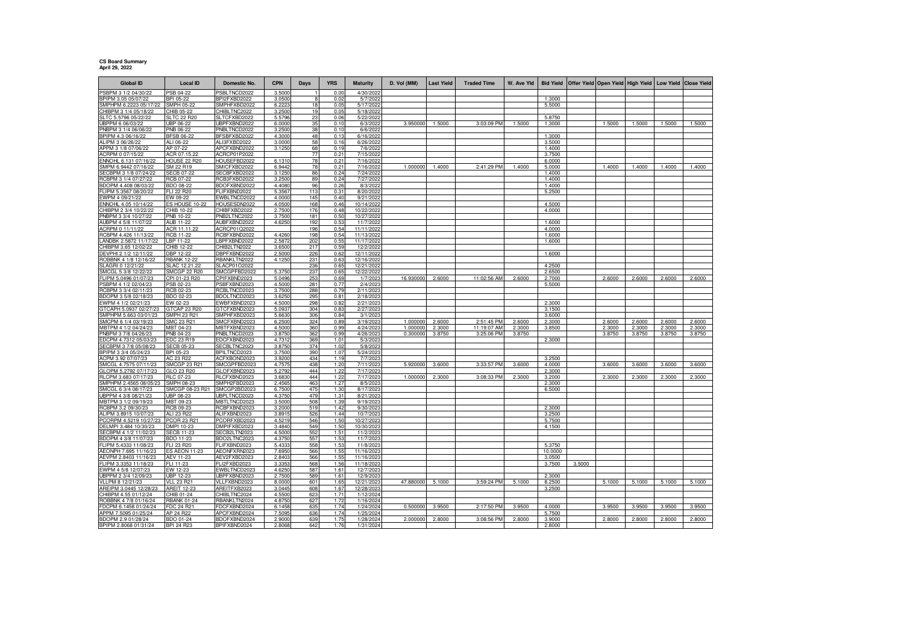**CS Board Summary**
**April 29, 2022**

| Global ID | Local ID | Domestic No. | CPN | Days | YRS | Maturity | D. Vol (MM) | Last Yield | Traded Time | W. Ave Yld | Bid Yield | Offer Yield | Open Yield | High Yield | Low Yield | Close Yield |
|---|---|---|---|---|---|---|---|---|---|---|---|---|---|---|---|---|
| PSBPM 3 1/2 04/30/22 | PSB 04-22 | PSBLTNCD2022 | 3.5000 | 1 | 0.00 | 4/30/2022 | | | | | | | | | | |
| BPIPM 3.05 05/07/22 | BPI 05-22 | BPI2FXBD2022 | 3.0500 | 8 | 0.02 | 5/7/2022 | | | | | 1.3000 | | | | | |
| SMPHPM 6.2223 05/17/22 | SMPH 05-22 | SMPHFXBD2022 | 6.2223 | 18 | 0.05 | 5/17/2022 | | | | | 5.5000 | | | | | |
| CHIBPM 3 1/4 05/18/22 | CHIB 05-22 | CHIBLTNC2022 | 3.2500 | 19 | 0.05 | 5/18/2022 | | | | | | | | | | |
| SLTC 5.5796 05/22/22 | SLTC 22 R20 | SLTCFXBD2022 | 5.5796 | 23 | 0.06 | 5/22/2022 | | | | | 5.8750 | | | | | |
| UBPPM 6 06/03/22 | UBP 06-22 | UBPFXBND2022 | 6.0000 | 35 | 0.10 | 6/3/2022 | 3.950000 | 1.5000 | 3:03:09 PM | 1.5000 | 1.3000 | | 1.5000 | 1.5000 | 1.5000 | 1.5000 |
| PNBPM 3 1/4 06/06/22 | PNB 06-22 | PNBLTNCD2022 | 3.2500 | 38 | 0.10 | 6/6/2022 | | | | | | | | | | |
| BPIPM 4.3 06/16/22 | BFSB 06-22 | BFSBFXBD2022 | 4.3000 | 48 | 0.13 | 6/16/2022 | | | | | 1.3000 | | | | | |
| ALIPM 3 06/26/22 | ALI 06-22 | ALI3FXBD2022 | 3.0000 | 58 | 0.16 | 6/26/2022 | | | | | 3.5000 | | | | | |
| APPM 3 1/8 07/06/22 | AP 07-22 | APCFXBND2022 | 3.1250 | 68 | 0.19 | 7/6/2022 | | | | | 1.4000 | | | | | |
| ACRPM 0 07/15/22 | ACR 07.15.22 | ACRCP01P2022 | | 77 | 0.21 | 7/15/2022 | | | | | 3.7500 | | | | | |
| ENNOHL 6.131 07/16/22 | HOUSE 22 R20 | HOUSEFBD2022 | 6.1310 | 78 | 0.21 | 7/16/2022 | | | | | 6.0000 | | | | | |
| SMPM 6.9442 07/16/22 | SM 22 R19 | SMICFXBD2022 | 6.9442 | 78 | 0.21 | 7/16/2022 | 1.000000 | 1.4000 | 2:41:29 PM | 1.4000 | 5.0000 | | 1.4000 | 1.4000 | 1.4000 | 1.4000 |
| SECBPM 3 1/8 07/24/22 | SECB 07-22 | SECBFXBD2022 | 3.1250 | 86 | 0.24 | 7/24/2022 | | | | | 1.4000 | | | | | |
| RCBPM 3 1/4 07/27/22 | RCB 07-22 | RCB3FXBD2022 | 3.2500 | 89 | 0.24 | 7/27/2022 | | | | | 1.4000 | | | | | |
| BDOPM 4.408 08/03/22 | BDO 08-22 | BDOFXBND2022 | 4.4080 | 96 | 0.26 | 8/3/2022 | | | | | 1.4000 | | | | | |
| FLIPM 5.3567 08/20/22 | FLI 22 R20 | FLIFXBND2022 | 5.3567 | 113 | 0.31 | 8/20/2022 | | | | | 5.2500 | | | | | |
| EWPM 4 09/21/22 | EW 09-22 | EWBLTNCD2022 | 4.0000 | 145 | 0.40 | 9/21/2022 | | | | | | | | | | |
| ENNOHL 4.05 10/14/22 | ES HOUSE 10-22 | HOUSESDN2022 | 4.0500 | 168 | 0.46 | 10/14/2022 | | | | | 4.5000 | | | | | |
| CHIBPM 2 3/4 10/22/22 | CHIB 10-22 | CHIBFXBD2022 | 2.7500 | 176 | 0.48 | 10/22/2022 | | | | | 4.0000 | | | | | |
| PNBPM 3 3/4 10/27/22 | PNB 10-22 | PNB2LTNC2022 | 3.7500 | 181 | 0.50 | 10/27/2022 | | | | | | | | | | |
| AUBPM 4 5/8 11/07/22 | AUB 11-22 | AUBFXBND2022 | 4.6250 | 192 | 0.53 | 11/7/2022 | | | | | 1.6000 | | | | | |
| ACRPM 0 11/11/22 | ACR 11.11.22 | ACRCP01Q2022 | | 196 | 0.54 | 11/11/2022 | | | | | 4.0000 | | | | | |
| RCBPM 4.426 11/13/22 | RCB 11-22 | RCBFXBND2022 | 4.4260 | 198 | 0.54 | 11/13/2022 | | | | | 1.6000 | | | | | |
| LANDBK 2.5872 11/17/22 | LBP 11-22 | LBPFXBND2022 | 2.5872 | 202 | 0.55 | 11/17/2022 | | | | | 1.6000 | | | | | |
| CHIBPM 3.65 12/02/22 | CHIB 12-22 | CHIB2LTN2022 | 3.6500 | 217 | 0.59 | 12/2/2022 | | | | | | | | | | |
| DEVPHI 2 1/2 12/11/22 | DBP 12-22 | DBPFXBND2022 | 2.5000 | 226 | 0.62 | 12/11/2022 | | | | | 1.6000 | | | | | |
| ROBBNK 4 1/8 12/16/22 | RBANK 12-22 | RBANKLTN2022 | 4.1250 | 231 | 0.63 | 12/16/2022 | | | | | | | | | | |
| SLAGRI 0 12/21/22 | SLAC 12.21.22 | SLACP01O2022 | | 236 | 0.65 | 12/21/2022 | | | | | 4.2500 | | | | | |
| SMCGL 5 3/8 12/22/22 | SMCGP 22 R20 | SMCGPFBD2022 | 5.3750 | 237 | 0.65 | 12/22/2022 | | | | | 2.6500 | | | | | |
| FLIPM 5.0496 01/07/23 | CPI 01-23 R20 | CPIFXBND2023 | 5.0496 | 253 | 0.69 | 1/7/2023 | 16.930000 | 2.6000 | 11:02:56 AM | 2.6000 | 2.7000 | | 2.6000 | 2.6000 | 2.6000 | 2.6000 |
| PSBPM 4 1/2 02/04/23 | PSB 02-23 | PSBFXBND2023 | 4.5000 | 281 | 0.77 | 2/4/2023 | | | | | 5.5000 | | | | | |
| RCBPM 3 3/4 02/11/23 | RCB 02-23 | RCBLTNCD2023 | 3.7500 | 288 | 0.79 | 2/11/2023 | | | | | | | | | | |
| BDOPM 3 5/8 02/18/23 | BDO 02-23 | BDOLTNCD2023 | 3.6250 | 295 | 0.81 | 2/18/2023 | | | | | | | | | | |
| EWPM 4 1/2 02/21/23 | EW 02-23 | EWBFXBND2023 | 4.5000 | 298 | 0.82 | 2/21/2023 | | | | | 2.3000 | | | | | |
| GTCAPH 5.0937 02/27/23 | GTCAP 23 R20 | GTCFXBND2023 | 5.0937 | 304 | 0.83 | 2/27/2023 | | | | | 3.1500 | | | | | |
| SMPHPM 5.663 03/01/23 | SMPH 23 R21 | SMPHFXBD2023 | 5.6630 | 306 | 0.84 | 3/1/2023 | | | | | 3.6000 | | | | | |
| SMCPM 6 1/4 03/19/23 | SMC 23 R21 | SMCFXBND2023 | 6.2500 | 324 | 0.89 | 3/19/2023 | 1.000000 | 2.6000 | 2:51:45 PM | 2.6000 | 2.3000 | | 2.6000 | 2.6000 | 2.6000 | 2.6000 |
| MBTPM 4 1/2 04/24/23 | MBT 04-23 | MBTFXBND2023 | 4.5000 | 360 | 0.99 | 4/24/2023 | 1.000000 | 2.3000 | 11:19:07 AM | 2.3000 | 3.8500 | | 2.3000 | 2.3000 | 2.3000 | 2.3000 |
| PNBPM 3 7/8 04/26/23 | PNB 04-23 | PNBLTNCD2023 | 3.8750 | 362 | 0.99 | 4/26/2023 | 0.300000 | 3.8750 | 3:25:06 PM | 3.8750 | | | 3.8750 | 3.8750 | 3.8750 | 3.8750 |
| EDCPM 4.7312 05/03/23 | EDC 23 R19 | EDCFXBND2023 | 4.7312 | 369 | 1.01 | 5/3/2023 | | | | | 2.3000 | | | | | |
| SECBPM 3 7/8 05/08/23 | SECB 05-23 | SECBLTNC2023 | 3.8750 | 374 | 1.02 | 5/8/2023 | | | | | | | | | | |
| BPIPM 3 3/4 05/24/23 | BPI 05-23 | BPILTNCD2023 | 3.7500 | 390 | 1.07 | 5/24/2023 | | | | | | | | | | |
| ACPM 3.92 07/07/23 | AC 23 R22 | ACFXBOND2023 | 3.9200 | 434 | 1.19 | 7/7/2023 | | | | | 3.2500 | | | | | |
| SMCGL 4.7575 07/11/23 | SMCGP 23 R21 | SMCGPFBD2023 | 4.7575 | 438 | 1.20 | 7/11/2023 | 5.920000 | 3.6000 | 3:33:57 PM | 3.6000 | 4.0000 | | 3.6000 | 3.6000 | 3.6000 | 3.6000 |
| GLOPM 5.2792 07/17/23 | GLO 23 R20 | GLOFXBND2023 | 5.2792 | 444 | 1.22 | 7/17/2023 | | | | | 2.3000 | | | | | |
| RLCPM 3.683 07/17/23 | RLC 07-23 | RLCFXBND2023 | 3.6830 | 444 | 1.22 | 7/17/2023 | 1.000000 | 2.3000 | 3:08:33 PM | 2.3000 | 3.2000 | | 2.3000 | 2.3000 | 2.3000 | 2.3000 |
| SMPHPM 2.4565 08/05/23 | SMPH 08-23 | SMPH2FBD2023 | 2.4565 | 463 | 1.27 | 8/5/2023 | | | | | 2.3000 | | | | | |
| SMCGL 6 3/4 08/17/23 | SMCGP 08-23 R21 | SMCGP2BD2023 | 6.7500 | 475 | 1.30 | 8/17/2023 | | | | | 6.5000 | | | | | |
| UBPPM 4 3/8 08/21/23 | UBP 08-23 | UBPLTNCD2023 | 4.3750 | 479 | 1.31 | 8/21/2023 | | | | | | | | | | |
| MBTPM 3 1/2 09/19/23 | MBT 09-23 | MBTLTNCD2023 | 3.5000 | 508 | 1.39 | 9/19/2023 | | | | | | | | | | |
| RCBPM 3.2 09/30/23 | RCB 09-23 | RCBFXBND2023 | 3.2000 | 519 | 1.42 | 9/30/2023 | | | | | 2.3000 | | | | | |
| ALIPM 3.8915 10/07/23 | ALI 23 R22 | ALIFXBND2023 | 3.8915 | 526 | 1.44 | 10/7/2023 | | | | | 3.2500 | | | | | |
| PCORPM 4.5219 10/27/23 | PCOR 23 R21 | PCORFXBD2023 | 4.5219 | 546 | 1.50 | 10/27/2023 | | | | | 5.7500 | | | | | |
| DELMPI 3.484 10/30/23 | DMPI 10-23 | DMPIFXBD2023 | 3.4840 | 549 | 1.50 | 10/30/2023 | | | | | 4.1500 | | | | | |
| SECBPM 4 1/2 11/02/23 | SECB 11-23 | SECB2LTN2023 | 4.5000 | 552 | 1.51 | 11/2/2023 | | | | | | | | | | |
| BDOPM 4 3/8 11/07/23 | BDO 11-23 | BDO2LTNC2023 | 4.3750 | 557 | 1.53 | 11/7/2023 | | | | | | | | | | |
| FLIPM 5.4333 11/08/23 | FLI 23 R20 | FLIFXBND2023 | 5.4333 | 558 | 1.53 | 11/8/2023 | | | | | 5.3750 | | | | | |
| AEONPH 7.695 11/16/23 | ES AEON 11-23 | AEONFXRN2023 | 7.6950 | 566 | 1.55 | 11/16/2023 | | | | | 10.0000 | | | | | |
| AEVPM 2.8403 11/16/23 | AEV 11-23 | AEV2FXBD2023 | 2.8403 | 566 | 1.55 | 11/16/2023 | | | | | 3.0500 | | | | | |
| FLIPM 3.3353 11/18/23 | FLI 11-23 | FLI2FXBD2023 | 3.3353 | 568 | 1.56 | 11/18/2023 | | | | | 3.7500 | 3.5000 | | | | |
| EWPM 4 5/8 12/07/23 | EW 12-23 | EWBLTNCD2023 | 4.6250 | 587 | 1.61 | 12/7/2023 | | | | | | | | | | |
| UBPPM 2 3/4 12/09/23 | UBP 12-23 | UBPFXBND2023 | 2.7500 | 589 | 1.61 | 12/9/2023 | | | | | 2.3000 | | | | | |
| VLLPM 8 12/21/23 | VLL 23 R21 | VLLFXBND2023 | 8.0000 | 601 | 1.65 | 12/21/2023 | 47.880000 | 5.1000 | 3:59:24 PM | 5.1000 | 8.2500 | | 5.1000 | 5.1000 | 5.1000 | 5.1000 |
| AREIPM 3.0445 12/28/23 | AREIT 12-23 | AREITFXB2023 | 3.0445 | 608 | 1.67 | 12/28/2023 | | | | | 3.2500 | | | | | |
| CHIBPM 4.55 01/12/24 | CHIB 01-24 | CHIBLTNC2024 | 4.5500 | 623 | 1.71 | 1/12/2024 | | | | | | | | | | |
| ROBBNK 4 7/8 01/16/24 | RBANK 01-24 | RBANKLTN2024 | 4.8750 | 627 | 1.72 | 1/16/2024 | | | | | | | | | | |
| FDCPM 6.1458 01/24/24 | FDC 24 R21 | FDCFXBND2024 | 6.1458 | 635 | 1.74 | 1/24/2024 | 0.500000 | 3.9500 | 2:17:50 PM | 3.9500 | 4.0000 | | 3.9500 | 3.9500 | 3.9500 | 3.9500 |
| APPM 7.5095 01/25/24 | AP 24 R22 | APCFXBND2024 | 7.5095 | 636 | 1.74 | 1/25/2024 | | | | | 5.7500 | | | | | |
| BDOPM 2.9 01/28/24 | BDO 01-24 | BDOFXBND2024 | 2.9000 | 639 | 1.75 | 1/28/2024 | 2.000000 | 2.8000 | 3:08:56 PM | 2.8000 | 3.9000 | | 2.8000 | 2.8000 | 2.8000 | 2.8000 |
| BPIPM 2.8068 01/31/24 | BPI 24 R23 | BPIFXBND2024 | 2.8068 | 642 | 1.76 | 1/31/2024 | | | | | 2.8000 | | | | | |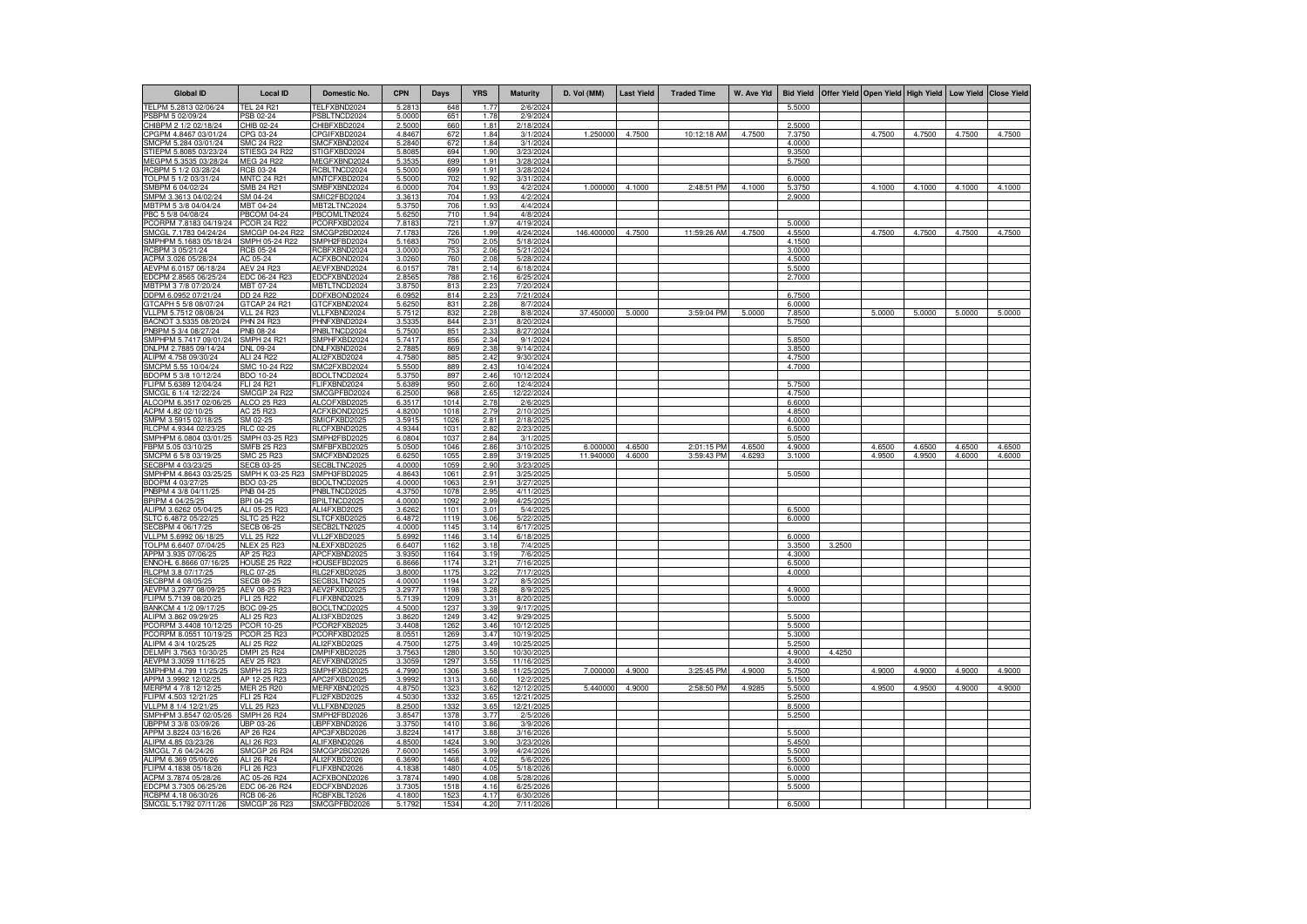| Global ID | Local ID | Domestic No. | CPN | Days | YRS | Maturity | D. Vol (MM) | Last Yield | Traded Time | W. Ave Yld | Bid Yield | Offer Yield | Open Yield | High Yield | Low Yield | Close Yield |
|---|---|---|---|---|---|---|---|---|---|---|---|---|---|---|---|---|
| TELPM 5.2813 02/06/24 | TEL 24 R21 | TELFXBND2024 | 5.2813 | 648 | 1.77 | 2/6/2024 | | | | | 5.5000 | | | | | |
| PSBPM 5 02/09/24 | PSB 02-24 | PSBLTNCD2024 | 5.0000 | 651 | 1.78 | 2/9/2024 | | | | | | | | | | |
| CHIBPM 2 1/2 02/18/24 | CHIB 02-24 | CHIBFXBD2024 | 2.5000 | 660 | 1.81 | 2/18/2024 | | | | | 2.5000 | | | | | |
| CPGPM 4.8467 03/01/24 | CPG 03-24 | CPGIFXBD2024 | 4.8467 | 672 | 1.84 | 3/1/2024 | 1.250000 | 4.7500 | 10:12:18 AM | 4.7500 | 7.3750 | | 4.7500 | 4.7500 | 4.7500 | 4.7500 |
| SMCPM 5.284 03/01/24 | SMC 24 R22 | SMCFXBND2024 | 5.2840 | 672 | 1.84 | 3/1/2024 | | | | | 4.0000 | | | | | |
| STIEPM 5.8085 03/23/24 | STIESG 24 R22 | STIGFXBD2024 | 5.8085 | 694 | 1.90 | 3/23/2024 | | | | | 9.3500 | | | | | |
| MEGPM 5.3535 03/28/24 | MEG 24 R22 | MEGFXBND2024 | 5.3535 | 699 | 1.91 | 3/28/2024 | | | | | 5.7500 | | | | | |
| RCBPM 5 1/2 03/28/24 | RCB 03-24 | RCBLTNCD2024 | 5.5000 | 699 | 1.91 | 3/28/2024 | | | | | | | | | | |
| TOLPM 5 1/2 03/31/24 | MNTC 24 R21 | MNTCFXBD2024 | 5.5000 | 702 | 1.92 | 3/31/2024 | | | | | 6.0000 | | | | | |
| SMBPM 6 04/02/24 | SMB 24 R21 | SMBFXBND2024 | 6.0000 | 704 | 1.93 | 4/2/2024 | 1.000000 | 4.1000 | 2:48:51 PM | 4.1000 | 5.3750 | | 4.1000 | 4.1000 | 4.1000 | 4.1000 |
| SMPM 3.3613 04/02/24 | SM 04-24 | SMIC2FBD2024 | 3.3613 | 704 | 1.93 | 4/2/2024 | | | | | 2.9000 | | | | | |
| MBTPM 5 3/8 04/04/24 | MBT 04-24 | MBT2LTNC2024 | 5.3750 | 706 | 1.93 | 4/4/2024 | | | | | | | | | | |
| PBC 5 5/8 04/08/24 | PBCOM 04-24 | PBCOMLTN2024 | 5.6250 | 710 | 1.94 | 4/8/2024 | | | | | | | | | | |
| PCORPM 7.8183 04/19/24 | PCOR 24 R22 | PCORFXBD2024 | 7.8183 | 721 | 1.97 | 4/19/2024 | | | | | 5.0000 | | | | | |
| SMCGL 7.1783 04/24/24 | SMCGP 04-24 R22 | SMCGP2BD2024 | 7.1783 | 726 | 1.99 | 4/24/2024 | 146.400000 | 4.7500 | 11:59:26 AM | 4.7500 | 4.5500 | | 4.7500 | 4.7500 | 4.7500 | 4.7500 |
| SMPHPM 5.1683 05/18/24 | SMPH 05-24 R22 | SMPH2FBD2024 | 5.1683 | 750 | 2.05 | 5/18/2024 | | | | | 4.1500 | | | | | |
| RCBPM 3 05/21/24 | RCB 05-24 | RCBFXBND2024 | 3.0000 | 753 | 2.06 | 5/21/2024 | | | | | 3.0000 | | | | | |
| ACPM 3.026 05/28/24 | AC 05-24 | ACFXBOND2024 | 3.0260 | 760 | 2.08 | 5/28/2024 | | | | | 4.5000 | | | | | |
| AEVPM 6.0157 06/18/24 | AEV 24 R23 | AEVFXBND2024 | 6.0157 | 781 | 2.14 | 6/18/2024 | | | | | 5.5000 | | | | | |
| EDCPM 2.8565 06/25/24 | EDC 06-24 R23 | EDCFXBND2024 | 2.8565 | 788 | 2.16 | 6/25/2024 | | | | | 2.7000 | | | | | |
| MBTPM 3 7/8 07/20/24 | MBT 07-24 | MBTLTNCD2024 | 3.8750 | 813 | 2.23 | 7/20/2024 | | | | | | | | | | |
| DDPM 6.0952 07/21/24 | DD 24 R22 | DDFXBOND2024 | 6.0952 | 814 | 2.23 | 7/21/2024 | | | | | 6.7500 | | | | | |
| GTCAPH 5 5/8 08/07/24 | GTCAP 24 R21 | GTCFXBND2024 | 5.6250 | 831 | 2.28 | 8/7/2024 | | | | | 6.0000 | | | | | |
| VLLPM 5.7512 08/08/24 | VLL 24 R23 | VLLFXBND2024 | 5.7512 | 832 | 2.28 | 8/8/2024 | 37.450000 | 5.0000 | 3:59:04 PM | 5.0000 | 7.8500 | | 5.0000 | 5.0000 | 5.0000 | 5.0000 |
| BACNOT 3.5335 08/20/24 | PHN 24 R23 | PHNFXBND2024 | 3.5335 | 844 | 2.31 | 8/20/2024 | | | | | 5.7500 | | | | | |
| PNBPM 5 3/4 08/27/24 | PNB 08-24 | PNBLTNCD2024 | 5.7500 | 851 | 2.33 | 8/27/2024 | | | | | | | | | | |
| SMPHPM 5.7417 09/01/24 | SMPH 24 R21 | SMPHFXBD2024 | 5.7417 | 856 | 2.34 | 9/1/2024 | | | | | 5.8500 | | | | | |
| DNLPM 2.7885 09/14/24 | DNL 09-24 | DNLFXBND2024 | 2.7885 | 869 | 2.38 | 9/14/2024 | | | | | 3.8500 | | | | | |
| ALIPM 4.758 09/30/24 | ALI 24 R22 | ALI2FXBD2024 | 4.7580 | 885 | 2.42 | 9/30/2024 | | | | | 4.7500 | | | | | |
| SMCPM 5.55 10/04/24 | SMC 10-24 R22 | SMC2FXBD2024 | 5.5500 | 889 | 2.43 | 10/4/2024 | | | | | 4.7000 | | | | | |
| BDOPM 5 3/8 10/12/24 | BDO 10-24 | BDOLTNCD2024 | 5.3750 | 897 | 2.46 | 10/12/2024 | | | | | | | | | | |
| FLIPM 5.6389 12/04/24 | FLI 24 R21 | FLIFXBND2024 | 5.6389 | 950 | 2.60 | 12/4/2024 | | | | | 5.7500 | | | | | |
| SMCGL 6 1/4 12/22/24 | SMCGP 24 R22 | SMCGPFBD2024 | 6.2500 | 968 | 2.65 | 12/22/2024 | | | | | 4.7500 | | | | | |
| ALCOPM 6.3517 02/06/25 | ALCO 25 R23 | ALCOFXBD2025 | 6.3517 | 1014 | 2.78 | 2/6/2025 | | | | | 6.6000 | | | | | |
| ACPM 4.82 02/10/25 | AC 25 R23 | ACFXBOND2025 | 4.8200 | 1018 | 2.79 | 2/10/2025 | | | | | 4.8500 | | | | | |
| SMPM 3.5915 02/18/25 | SM 02-25 | SMICFXBD2025 | 3.5915 | 1026 | 2.81 | 2/18/2025 | | | | | 4.0000 | | | | | |
| RLCPM 4.9344 02/23/25 | RLC 02-25 | RLCFXBND2025 | 4.9344 | 1031 | 2.82 | 2/23/2025 | | | | | 6.5000 | | | | | |
| SMPHPM 6.0804 03/01/25 | SMPH 03-25 R23 | SMPH2FBD2025 | 6.0804 | 1037 | 2.84 | 3/1/2025 | | | | | 5.0500 | | | | | |
| FBPM 5.05 03/10/25 | SMFB 25 R23 | SMFBFXBD2025 | 5.0500 | 1046 | 2.86 | 3/10/2025 | 6.000000 | 4.6500 | 2:01:15 PM | 4.6500 | 4.9000 | | 4.6500 | 4.6500 | 4.6500 | 4.6500 |
| SMCPM 6 5/8 03/19/25 | SMC 25 R23 | SMCFXBND2025 | 6.6250 | 1055 | 2.89 | 3/19/2025 | 11.940000 | 4.6000 | 3:59:43 PM | 4.6293 | 3.1000 | | 4.9500 | 4.9500 | 4.6000 | 4.6000 |
| SECBPM 4 03/23/25 | SECB 03-25 | SECBLTNC2025 | 4.0000 | 1059 | 2.90 | 3/23/2025 | | | | | | | | | | |
| SMPHPM 4.8643 03/25/25 | SMPH K 03-25 R23 | SMPH3FBD2025 | 4.8643 | 1061 | 2.91 | 3/25/2025 | | | | | 5.0500 | | | | | |
| BDOPM 4 03/27/25 | BDO 03-25 | BDOLTNCD2025 | 4.0000 | 1063 | 2.91 | 3/27/2025 | | | | | | | | | | |
| PNBPM 4 3/8 04/11/25 | PNB 04-25 | PNBLTNCD2025 | 4.3750 | 1078 | 2.95 | 4/11/2025 | | | | | | | | | | |
| BPIPM 4 04/25/25 | BPI 04-25 | BPILTNCD2025 | 4.0000 | 1092 | 2.99 | 4/25/2025 | | | | | | | | | | |
| ALIPM 3.6262 05/04/25 | ALI 05-25 R23 | ALI4FXBD2025 | 3.6262 | 1101 | 3.01 | 5/4/2025 | | | | | 6.5000 | | | | | |
| SLTC 6.4872 05/22/25 | SLTC 25 R22 | SLTCFXBD2025 | 6.4872 | 1119 | 3.06 | 5/22/2025 | | | | | 6.0000 | | | | | |
| SECBPM 4 06/17/25 | SECB 06-25 | SECB2LTN2025 | 4.0000 | 1145 | 3.14 | 6/17/2025 | | | | | | | | | | |
| VLLPM 5.6992 06/18/25 | VLL 25 R22 | VLL2FXBD2025 | 5.6992 | 1146 | 3.14 | 6/18/2025 | | | | | 6.0000 | | | | | |
| TOLPM 6.6407 07/04/25 | NLEX 25 R23 | NLEXFXBD2025 | 6.6407 | 1162 | 3.18 | 7/4/2025 | | | | | 3.3500 | 3.2500 | | | | |
| APPM 3.935 07/06/25 | AP 25 R23 | APCFXBND2025 | 3.9350 | 1164 | 3.19 | 7/6/2025 | | | | | 4.3000 | | | | | |
| ENNOHL 6.8666 07/16/25 | HOUSE 25 R22 | HOUSEFBD2025 | 6.8666 | 1174 | 3.21 | 7/16/2025 | | | | | 6.5000 | | | | | |
| RLCPM 3.8 07/17/25 | RLC 07-25 | RLC2FXBD2025 | 3.8000 | 1175 | 3.22 | 7/17/2025 | | | | | 4.0000 | | | | | |
| SECBPM 4 08/05/25 | SECB 08-25 | SECB3LTN2025 | 4.0000 | 1194 | 3.27 | 8/5/2025 | | | | | | | | | | |
| AEVPM 3.2977 08/09/25 | AEV 08-25 R23 | AEV2FXBD2025 | 3.2977 | 1198 | 3.28 | 8/9/2025 | | | | | 4.9000 | | | | | |
| FLIPM 5.7139 08/20/25 | FLI 25 R22 | FLIFXBND2025 | 5.7139 | 1209 | 3.31 | 8/20/2025 | | | | | 5.0000 | | | | | |
| BANKCM 4 1/2 09/17/25 | BOC 09-25 | BOCLTNCD2025 | 4.5000 | 1237 | 3.39 | 9/17/2025 | | | | | | | | | | |
| ALIPM 3.862 09/29/25 | ALI 25 R23 | ALI3FXBD2025 | 3.8620 | 1249 | 3.42 | 9/29/2025 | | | | | 5.5000 | | | | | |
| PCORPM 3.4408 10/12/25 | PCOR 10-25 | PCOR2FXB2025 | 3.4408 | 1262 | 3.46 | 10/12/2025 | | | | | 5.5000 | | | | | |
| PCORPM 8.0551 10/19/25 | PCOR 25 R23 | PCORFXBD2025 | 8.0551 | 1269 | 3.47 | 10/19/2025 | | | | | 5.3000 | | | | | |
| ALIPM 4 3/4 10/25/25 | ALI 25 R22 | ALI2FXBD2025 | 4.7500 | 1275 | 3.49 | 10/25/2025 | | | | | 5.2500 | | | | | |
| DELMPI 3.7563 10/30/25 | DMPI 25 R24 | DMPIFXBD2025 | 3.7563 | 1280 | 3.50 | 10/30/2025 | | | | | 4.9000 | 4.4250 | | | | |
| AEVPM 3.3059 11/16/25 | AEV 25 R23 | AEVFXBND2025 | 3.3059 | 1297 | 3.55 | 11/16/2025 | | | | | 3.4000 | | | | | |
| SMPHPM 4.799 11/25/25 | SMPH 25 R23 | SMPHFXBD2025 | 4.7990 | 1306 | 3.58 | 11/25/2025 | 7.000000 | 4.9000 | 3:25:45 PM | 4.9000 | 5.7500 | | 4.9000 | 4.9000 | 4.9000 | 4.9000 |
| APPM 3.9992 12/02/25 | AP 12-25 R23 | APC2FXBD2025 | 3.9992 | 1313 | 3.60 | 12/2/2025 | | | | | 5.1500 | | | | | |
| MERPM 4 7/8 12/12/25 | MER 25 R20 | MERFXBND2025 | 4.8750 | 1323 | 3.62 | 12/12/2025 | 5.440000 | 4.9000 | 2:58:50 PM | 4.9285 | 5.5000 | | 4.9500 | 4.9500 | 4.9000 | 4.9000 |
| FLIPM 4.503 12/21/25 | FLI 25 R24 | FLI2FXBD2025 | 4.5030 | 1332 | 3.65 | 12/21/2025 | | | | | 5.2500 | | | | | |
| VLLPM 8 1/4 12/21/25 | VLL 25 R23 | VLLFXBND2025 | 8.2500 | 1332 | 3.65 | 12/21/2025 | | | | | 8.5000 | | | | | |
| SMPHPM 3.8547 02/05/26 | SMPH 26 R24 | SMPH2FBD2026 | 3.8547 | 1378 | 3.77 | 2/5/2026 | | | | | 5.2500 | | | | | |
| UBPPM 3 3/8 03/09/26 | UBP 03-26 | UBPFXBND2026 | 3.3750 | 1410 | 3.86 | 3/9/2026 | | | | | | | | | | |
| APPM 3.8224 03/16/26 | AP 26 R24 | APC3FXBD2026 | 3.8224 | 1417 | 3.88 | 3/16/2026 | | | | | 5.5000 | | | | | |
| ALIPM 4.85 03/23/26 | ALI 26 R23 | ALIFXBND2026 | 4.8500 | 1424 | 3.90 | 3/23/2026 | | | | | 5.4500 | | | | | |
| SMCGL 7.6 04/24/26 | SMCGP 26 R24 | SMCGP2BD2026 | 7.6000 | 1456 | 3.99 | 4/24/2026 | | | | | 5.5000 | | | | | |
| ALIPM 6.369 05/06/26 | ALI 26 R24 | ALI2FXBD2026 | 6.3690 | 1468 | 4.02 | 5/6/2026 | | | | | 5.5000 | | | | | |
| FLIPM 4.1838 05/18/26 | FLI 26 R24 | FLIFXBND2026 | 4.1838 | 1480 | 4.05 | 5/18/2026 | | | | | 6.0000 | | | | | |
| ACPM 3.7874 05/28/26 | AC 05-26 R24 | ACFXBOND2026 | 3.7874 | 1490 | 4.08 | 5/28/2026 | | | | | 5.0000 | | | | | |
| EDCPM 3.7305 06/25/26 | EDC 06-26 R24 | EDCFXBND2026 | 3.7305 | 1518 | 4.16 | 6/25/2026 | | | | | 5.5000 | | | | | |
| RCBPM 4.18 06/30/26 | RCB 06-26 | RCBFXBLT2026 | 4.1800 | 1523 | 4.17 | 6/30/2026 | | | | | | | | | | |
| SMCGL 5.1792 07/11/26 | SMCGP 26 R23 | SMCGPFBD2026 | 5.1792 | 1534 | 4.20 | 7/11/2026 | | | | | 6.5000 | | | | | |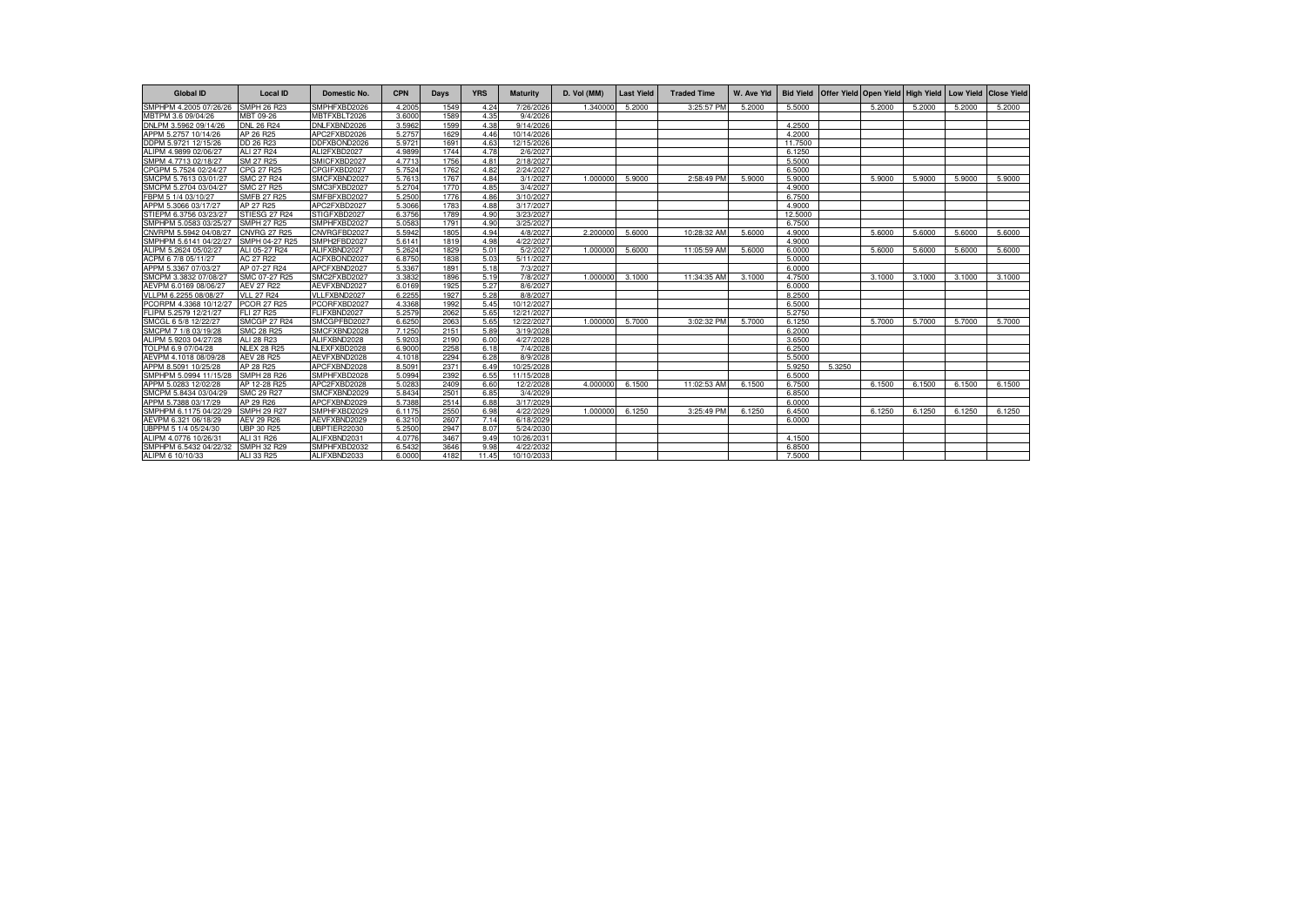| Global ID | Local ID | Domestic No. | CPN | Days | YRS | Maturity | D. Vol (MM) | Last Yield | Traded Time | W. Ave Yld | Bid Yield | Offer Yield | Open Yield | High Yield | Low Yield | Close Yield |
|---|---|---|---|---|---|---|---|---|---|---|---|---|---|---|---|---|
| SMPHPM 4.2005 07/26/26 | SMPH 26 R23 | SMPHFXBD2026 | 4.2005 | 1549 | 4.24 | 7/26/2026 | 1.340000 | 5.2000 | 3:25:57 PM | 5.2000 | 5.5000 | | 5.2000 | 5.2000 | 5.2000 | 5.2000 |
| MBTPM 3.6 09/04/26 | MBT 09-26 | MBTFXBLT2026 | 3.6000 | 1589 | 4.35 | 9/4/2026 | | | | | | | | | | |
| DNLPM 3.5962 09/14/26 | DNL 26 R24 | DNLFXBND2026 | 3.5962 | 1599 | 4.38 | 9/14/2026 | | | | | 4.2500 | | | | | |
| APPM 5.2757 10/14/26 | AP 26 R25 | APC2FXBD2026 | 5.2757 | 1629 | 4.46 | 10/14/2026 | | | | | 4.2000 | | | | | |
| DDPM 5.9721 12/15/26 | DD 26 R23 | DDFXBOND2026 | 5.9721 | 1691 | 4.63 | 12/15/2026 | | | | | 11.7500 | | | | | |
| ALIPM 4.9899 02/06/27 | ALI 27 R24 | ALI2FXBD2027 | 4.9899 | 1744 | 4.78 | 2/6/2027 | | | | | 6.1250 | | | | | |
| SMPM 4.7713 02/18/27 | SM 27 R25 | SMICFXBD2027 | 4.7713 | 1756 | 4.81 | 2/18/2027 | | | | | 5.5000 | | | | | |
| CPGPM 5.7524 02/24/27 | CPG 27 R25 | CPGIFXBD2027 | 5.7524 | 1762 | 4.82 | 2/24/2027 | | | | | 6.5000 | | | | | |
| SMCPM 5.7613 03/01/27 | SMC 27 R24 | SMCFXBND2027 | 5.7613 | 1767 | 4.84 | 3/1/2027 | 1.000000 | 5.9000 | 2:58:49 PM | 5.9000 | 5.9000 | | 5.9000 | 5.9000 | 5.9000 | 5.9000 |
| SMCPM 5.2704 03/04/27 | SMC 27 R25 | SMC3FXBD2027 | 5.2704 | 1770 | 4.85 | 3/4/2027 | | | | | 4.9000 | | | | | |
| FBPM 5 1/4 03/10/27 | SMFB 27 R25 | SMFBFXBD2027 | 5.2500 | 1776 | 4.86 | 3/10/2027 | | | | | 6.7500 | | | | | |
| APPM 5.3066 03/17/27 | AP 27 R25 | APC2FXBD2027 | 5.3066 | 1783 | 4.88 | 3/17/2027 | | | | | 4.9000 | | | | | |
| STIEPM 6.3756 03/23/27 | STIESG 27 R24 | STIGFXBD2027 | 6.3756 | 1789 | 4.90 | 3/23/2027 | | | | | 12.5000 | | | | | |
| SMPHPM 5.0583 03/25/27 | SMPH 27 R25 | SMPHFXBD2027 | 5.0583 | 1791 | 4.90 | 3/25/2027 | | | | | 6.7500 | | | | | |
| CNVRPM 5.5942 04/08/27 | CNVRG 27 R25 | CNVRGFBD2027 | 5.5942 | 1805 | 4.94 | 4/8/2027 | 2.200000 | 5.6000 | 10:28:32 AM | 5.6000 | 4.9000 | | 5.6000 | 5.6000 | 5.6000 | 5.6000 |
| SMPHPM 5.6141 04/22/27 | SMPH 04-27 R25 | SMPH2FBD2027 | 5.6141 | 1819 | 4.98 | 4/22/2027 | | | | | 4.9000 | | | | | |
| ALIPM 5.2624 05/02/27 | ALI 05-27 R24 | ALIFXBND2027 | 5.2624 | 1829 | 5.01 | 5/2/2027 | 1.000000 | 5.6000 | 11:05:59 AM | 5.6000 | 6.0000 | | 5.6000 | 5.6000 | 5.6000 | 5.6000 |
| ACPM 6 7/8 05/11/27 | AC 27 R22 | ACFXBOND2027 | 6.8750 | 1838 | 5.03 | 5/11/2027 | | | | | 5.0000 | | | | | |
| APPM 5.3367 07/03/27 | AP 07-27 R24 | APCFXBND2027 | 5.3367 | 1891 | 5.18 | 7/3/2027 | | | | | 6.0000 | | | | | |
| SMCPM 3.3832 07/08/27 | SMC 07-27 R25 | SMC2FXBD2027 | 3.3832 | 1896 | 5.19 | 7/8/2027 | 1.000000 | 3.1000 | 11:34:35 AM | 3.1000 | 4.7500 | | 3.1000 | 3.1000 | 3.1000 | 3.1000 |
| AEVPM 6.0169 08/06/27 | AEV 27 R22 | AEVFXBND2027 | 6.0169 | 1925 | 5.27 | 8/6/2027 | | | | | 6.0000 | | | | | |
| VLLPM 6.2255 08/08/27 | VLL 27 R24 | VLLFXBND2027 | 6.2255 | 1927 | 5.28 | 8/8/2027 | | | | | 8.2500 | | | | | |
| PCORPM 4.3368 10/12/27 | PCOR 27 R25 | PCORFXBD2027 | 4.3368 | 1992 | 5.45 | 10/12/2027 | | | | | 6.5000 | | | | | |
| FLIPM 5.2579 12/21/27 | FLI 27 R25 | FLIFXBND2027 | 5.2579 | 2062 | 5.65 | 12/21/2027 | | | | | 5.2750 | | | | | |
| SMCGL 6 5/8 12/22/27 | SMCGP 27 R24 | SMCGPFBD2027 | 6.6250 | 2063 | 5.65 | 12/22/2027 | 1.000000 | 5.7000 | 3:02:32 PM | 5.7000 | 6.1250 | | 5.7000 | 5.7000 | 5.7000 | 5.7000 |
| SMCPM 7 1/8 03/19/28 | SMC 28 R25 | SMCFXBND2028 | 7.1250 | 2151 | 5.89 | 3/19/2028 | | | | | 6.2000 | | | | | |
| ALIPM 5.9203 04/27/28 | ALI 28 R23 | ALIFXBND2028 | 5.9203 | 2190 | 6.00 | 4/27/2028 | | | | | 3.6500 | | | | | |
| TOLPM 6.9 07/04/28 | NLEX 28 R25 | NLEXFXBD2028 | 6.9000 | 2258 | 6.18 | 7/4/2028 | | | | | 6.2500 | | | | | |
| AEVPM 4.1018 08/09/28 | AEV 28 R25 | AEVFXBND2028 | 4.1018 | 2294 | 6.28 | 8/9/2028 | | | | | 5.5000 | | | | | |
| APPM 8.5091 10/25/28 | AP 28 R25 | APCFXBND2028 | 8.5091 | 2371 | 6.49 | 10/25/2028 | | | | | 5.9250 | 5.3250 | | | | |
| SMPHPM 5.0994 11/15/28 | SMPH 28 R26 | SMPHFXBD2028 | 5.0994 | 2392 | 6.55 | 11/15/2028 | | | | | 6.5000 | | | | | |
| APPM 5.0283 12/02/26 | AP 12-28 R25 | APC2FXBD2028 | 5.0283 | 2409 | 6.60 | 12/2/2028 | 4.000000 | 6.1500 | 11:02:53 AM | 6.1500 | 6.7500 | | 6.1500 | 6.1500 | 6.1500 | 6.1500 |
| SMCPM 5.8434 03/04/29 | SMC 29 R27 | SMCFXBND2029 | 5.8434 | 2501 | 6.85 | 3/4/2029 | | | | | 6.8500 | | | | | |
| APPM 5.7388 03/17/29 | AP 29 R26 | APCFXBND2029 | 5.7388 | 2514 | 6.88 | 3/17/2029 | | | | | 6.0000 | | | | | |
| SMPHPM 6.1175 04/22/29 | SMPH 29 R27 | SMPHFXBD2029 | 6.1175 | 2550 | 6.98 | 4/22/2029 | 1.000000 | 6.1250 | 3:25:49 PM | 6.1250 | 6.4500 | | 6.1250 | 6.1250 | 6.1250 | 6.1250 |
| AEVPM 6.321 06/18/29 | AEV 29 R26 | AEVFXBND2029 | 6.3210 | 2607 | 7.14 | 6/18/2029 | | | | | 6.0000 | | | | | |
| UBPPM 5 1/4 05/24/30 | UBP 30 R25 | UBPTIER22030 | 5.2500 | 2947 | 8.07 | 5/24/2030 | | | | | | | | | | |
| ALIPM 4.0776 10/26/31 | ALI 31 R26 | ALIFXBND2031 | 4.0776 | 3467 | 9.49 | 10/26/2031 | | | | | 4.1500 | | | | | |
| SMPHPM 6.5432 04/22/32 | SMPH 32 R29 | SMPHFXBD2032 | 6.5432 | 3646 | 9.98 | 4/22/2032 | | | | | 6.8500 | | | | | |
| ALIPM 6 10/10/33 | ALI 33 R25 | ALIFXBND2033 | 6.0000 | 4182 | 11.45 | 10/10/2033 | | | | | 7.5000 | | | | | |